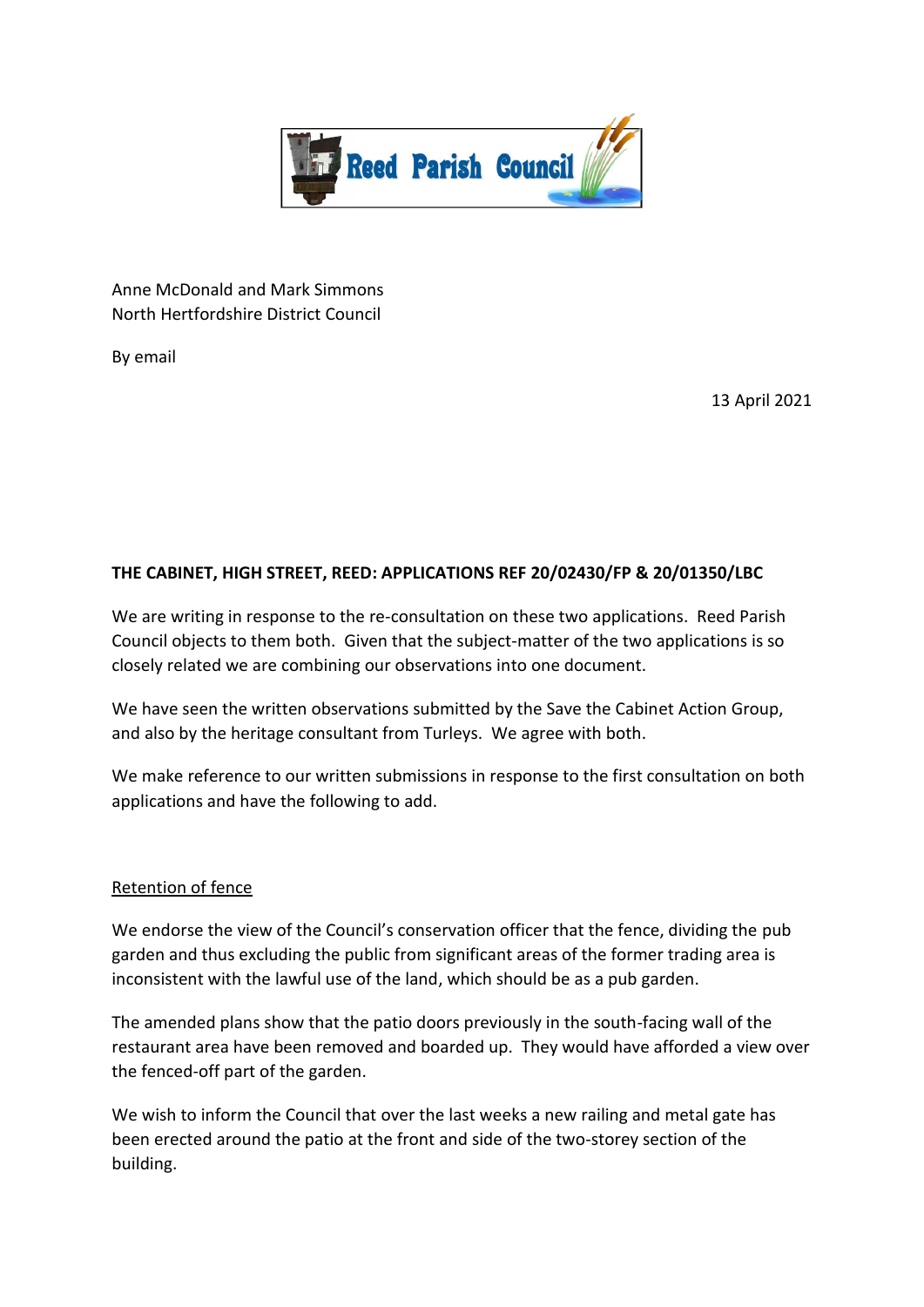Reed Parish Council

Anne McDonald and Mark Simmons
North Hertfordshire District Council

By email

13 April 2021

**THE CABINET, HIGH STREET, REED: APPLICATIONS REF 20/02430/FP & 20/01350/LBC**

We are writing in response to the re-consultation on these two applications. Reed Parish Council objects to them both. Given that the subject-matter of the two applications is so closely related we are combining our observations into one document.

We have seen the written observations submitted by the Save the Cabinet Action Group, and also by the heritage consultant from Turleys. We agree with both.

We make reference to our written submissions in response to the first consultation on both applications and have the following to add.

<u>Retention of fence</u>

We endorse the view of the Council's conservation officer that the fence, dividing the pub garden and thus excluding the public from significant areas of the former trading area is inconsistent with the lawful use of the land, which should be as a pub garden.

The amended plans show that the patio doors previously in the south-facing wall of the restaurant area have been removed and boarded up. They would have afforded a view over the fenced-off part of the garden.

We wish to inform the Council that over the last weeks a new railing and metal gate has been erected around the patio at the front and side of the two-storey section of the building.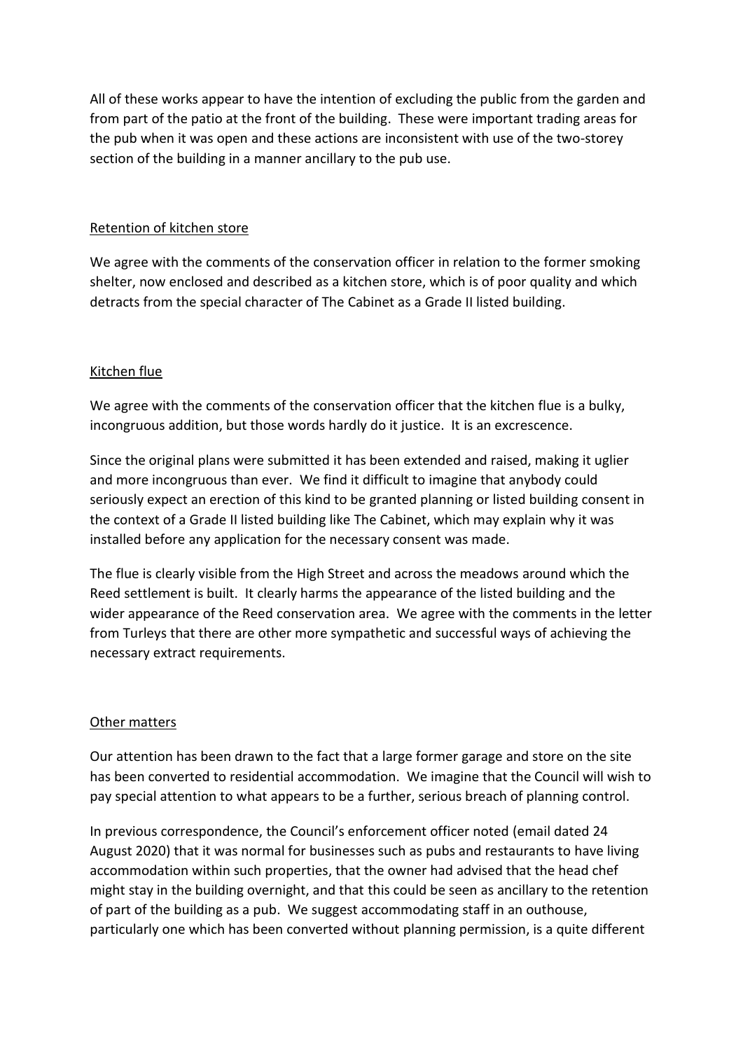All of these works appear to have the intention of excluding the public from the garden and from part of the patio at the front of the building. These were important trading areas for the pub when it was open and these actions are inconsistent with use of the two-storey section of the building in a manner ancillary to the pub use.

## Retention of kitchen store

We agree with the comments of the conservation officer in relation to the former smoking shelter, now enclosed and described as a kitchen store, which is of poor quality and which detracts from the special character of The Cabinet as a Grade II listed building.

## Kitchen flue

We agree with the comments of the conservation officer that the kitchen flue is a bulky, incongruous addition, but those words hardly do it justice. It is an excrescence.

Since the original plans were submitted it has been extended and raised, making it uglier and more incongruous than ever. We find it difficult to imagine that anybody could seriously expect an erection of this kind to be granted planning or listed building consent in the context of a Grade II listed building like The Cabinet, which may explain why it was installed before any application for the necessary consent was made.

The flue is clearly visible from the High Street and across the meadows around which the Reed settlement is built. It clearly harms the appearance of the listed building and the wider appearance of the Reed conservation area. We agree with the comments in the letter from Turleys that there are other more sympathetic and successful ways of achieving the necessary extract requirements.

## Other matters

Our attention has been drawn to the fact that a large former garage and store on the site has been converted to residential accommodation. We imagine that the Council will wish to pay special attention to what appears to be a further, serious breach of planning control.

In previous correspondence, the Council's enforcement officer noted (email dated 24 August 2020) that it was normal for businesses such as pubs and restaurants to have living accommodation within such properties, that the owner had advised that the head chef might stay in the building overnight, and that this could be seen as ancillary to the retention of part of the building as a pub. We suggest accommodating staff in an outhouse, particularly one which has been converted without planning permission, is a quite different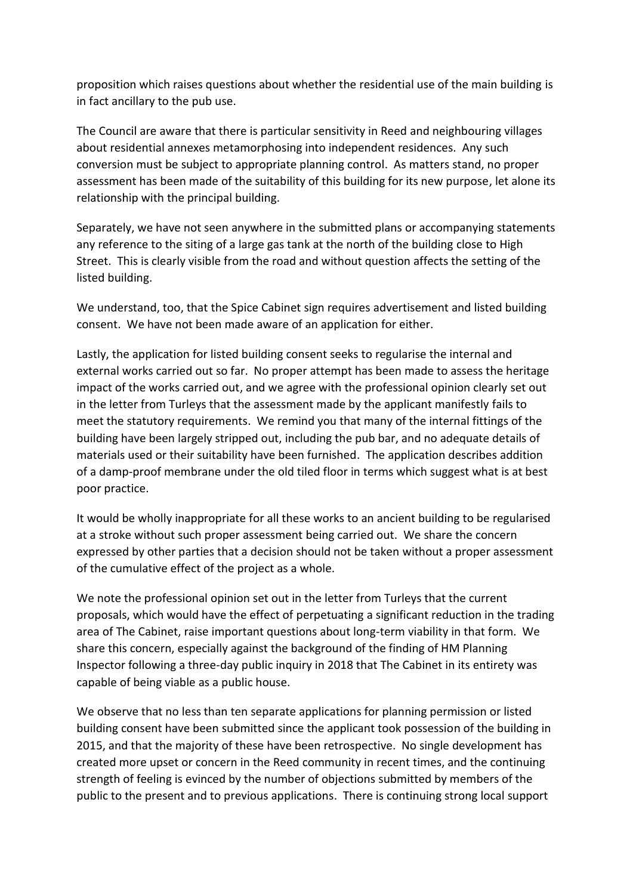proposition which raises questions about whether the residential use of the main building is in fact ancillary to the pub use.

The Council are aware that there is particular sensitivity in Reed and neighbouring villages about residential annexes metamorphosing into independent residences. Any such conversion must be subject to appropriate planning control. As matters stand, no proper assessment has been made of the suitability of this building for its new purpose, let alone its relationship with the principal building.

Separately, we have not seen anywhere in the submitted plans or accompanying statements any reference to the siting of a large gas tank at the north of the building close to High Street. This is clearly visible from the road and without question affects the setting of the listed building.

We understand, too, that the Spice Cabinet sign requires advertisement and listed building consent. We have not been made aware of an application for either.

Lastly, the application for listed building consent seeks to regularise the internal and external works carried out so far. No proper attempt has been made to assess the heritage impact of the works carried out, and we agree with the professional opinion clearly set out in the letter from Turleys that the assessment made by the applicant manifestly fails to meet the statutory requirements. We remind you that many of the internal fittings of the building have been largely stripped out, including the pub bar, and no adequate details of materials used or their suitability have been furnished. The application describes addition of a damp-proof membrane under the old tiled floor in terms which suggest what is at best poor practice.

It would be wholly inappropriate for all these works to an ancient building to be regularised at a stroke without such proper assessment being carried out. We share the concern expressed by other parties that a decision should not be taken without a proper assessment of the cumulative effect of the project as a whole.

We note the professional opinion set out in the letter from Turleys that the current proposals, which would have the effect of perpetuating a significant reduction in the trading area of The Cabinet, raise important questions about long-term viability in that form. We share this concern, especially against the background of the finding of HM Planning Inspector following a three-day public inquiry in 2018 that The Cabinet in its entirety was capable of being viable as a public house.

We observe that no less than ten separate applications for planning permission or listed building consent have been submitted since the applicant took possession of the building in 2015, and that the majority of these have been retrospective. No single development has created more upset or concern in the Reed community in recent times, and the continuing strength of feeling is evinced by the number of objections submitted by members of the public to the present and to previous applications. There is continuing strong local support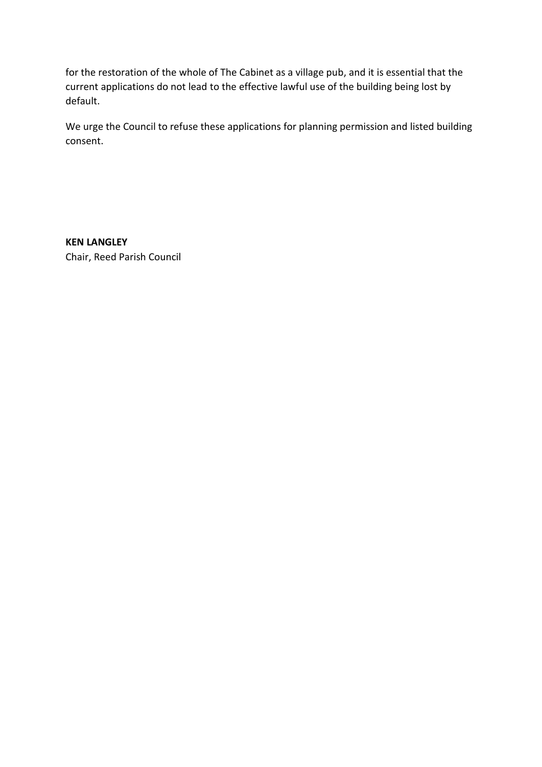for the restoration of the whole of The Cabinet as a village pub, and it is essential that the current applications do not lead to the effective lawful use of the building being lost by default.

We urge the Council to refuse these applications for planning permission and listed building consent.

**KEN LANGLEY**
Chair, Reed Parish Council